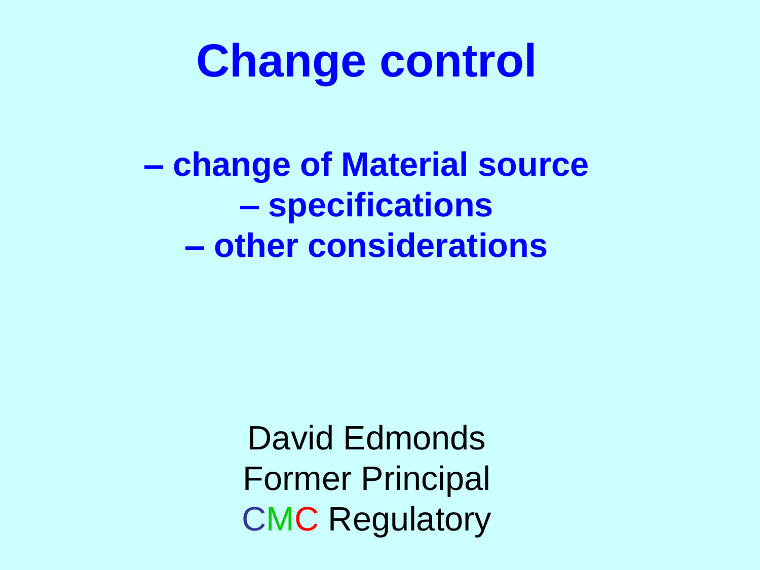# Change control

**– change of Material source**
**– specifications**
**– other considerations**

David Edmonds
Former Principal
CMC Regulatory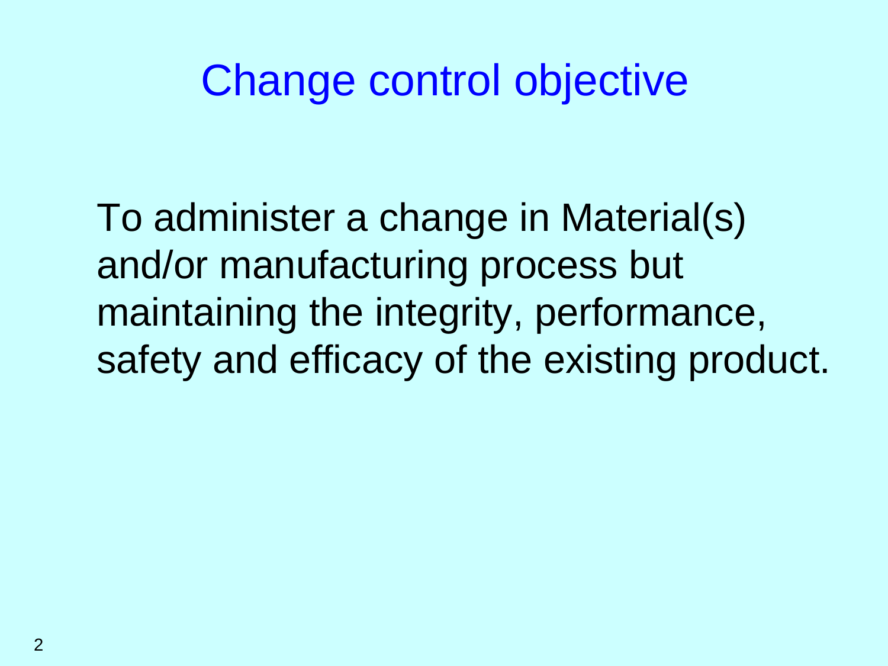# Change control objective

To administer a change in Material(s) and/or manufacturing process but maintaining the integrity, performance, safety and efficacy of the existing product.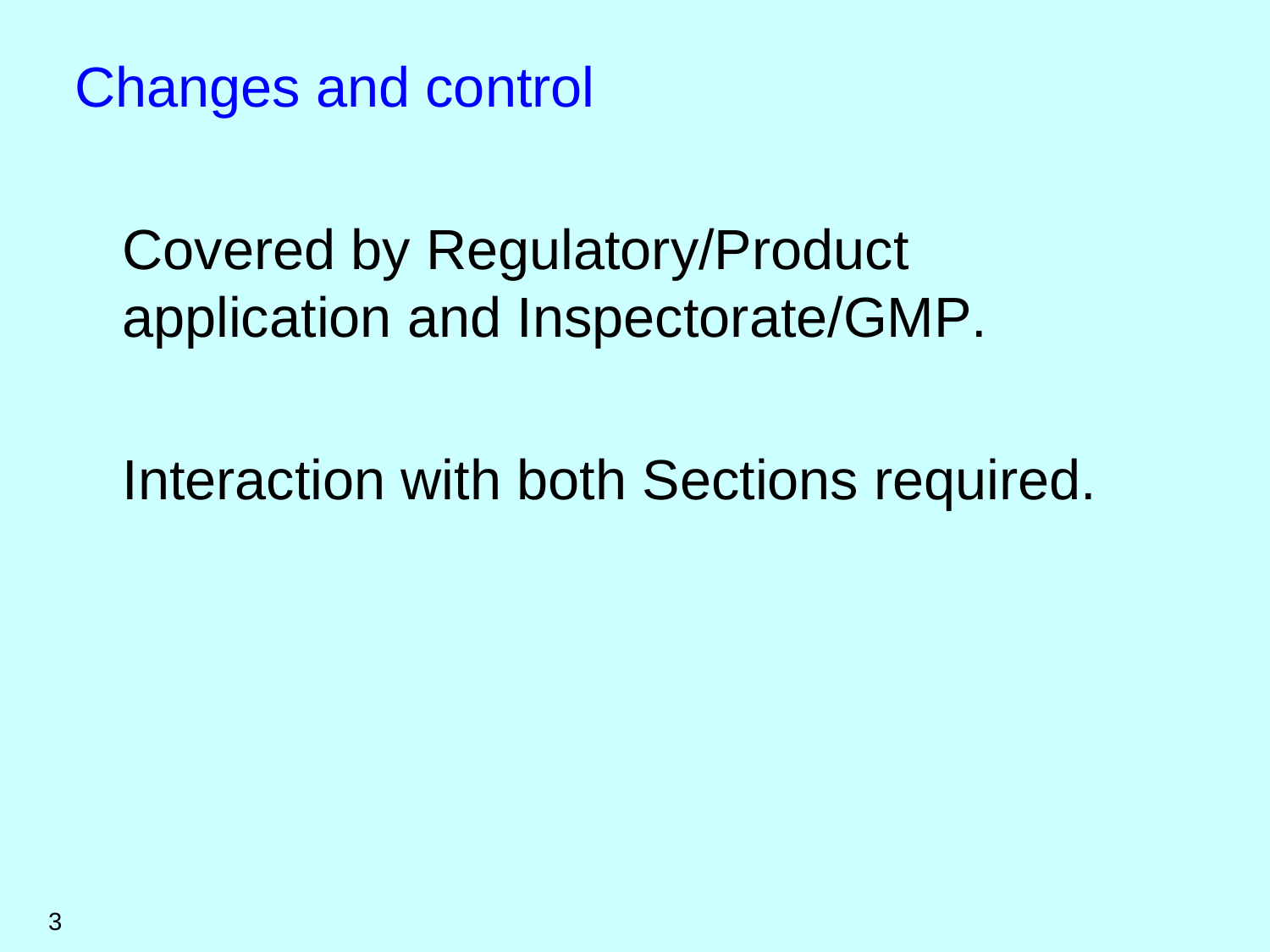# Changes and control

Covered by Regulatory/Product application and Inspectorate/GMP.

Interaction with both Sections required.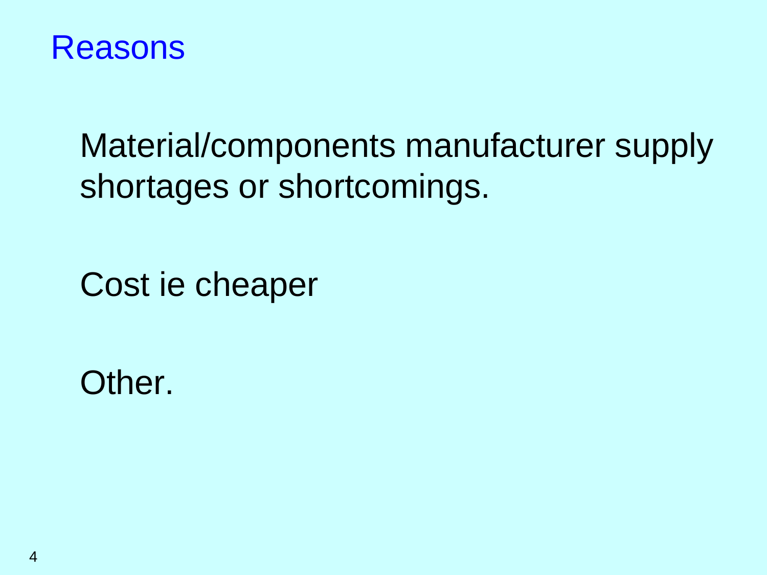# Reasons

Material/components manufacturer supply shortages or shortcomings.

Cost ie cheaper

Other.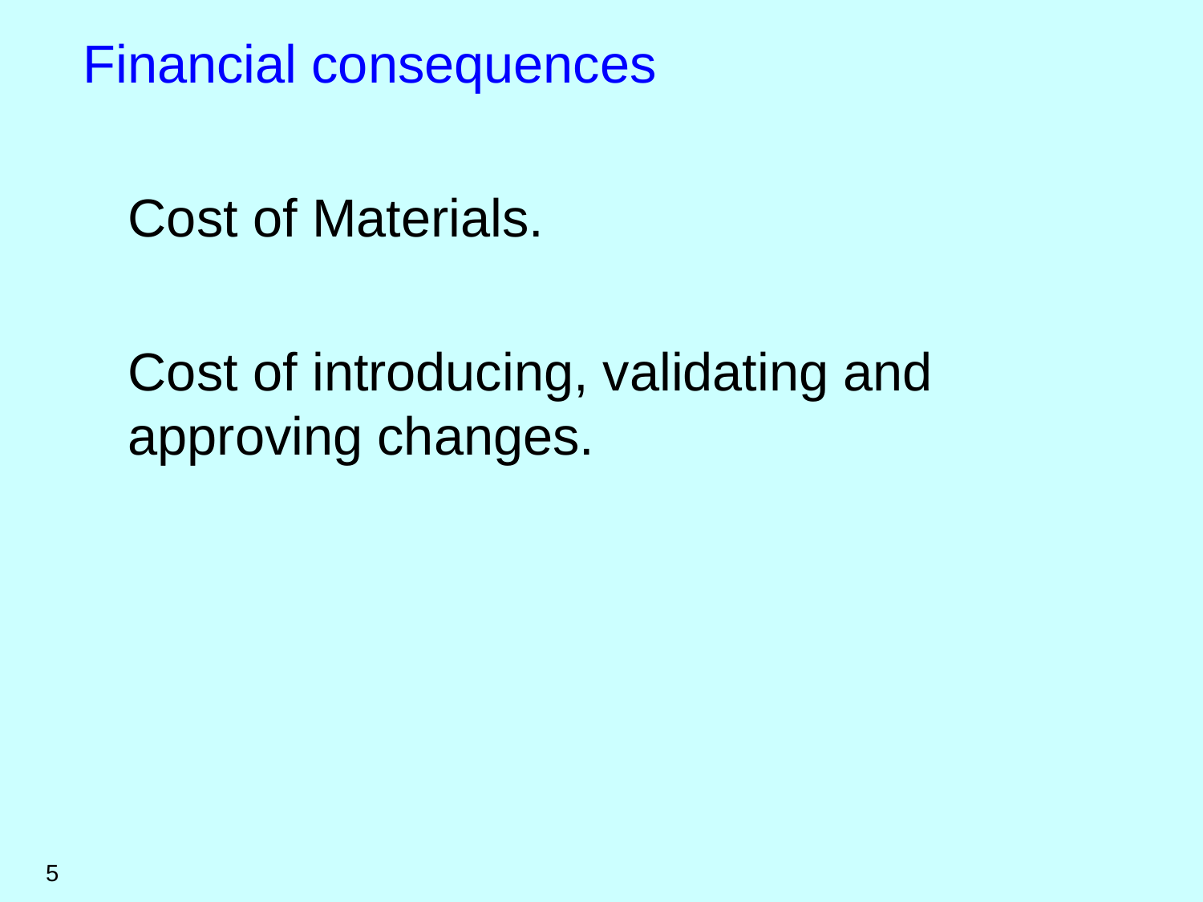# Financial consequences

Cost of Materials.

Cost of introducing, validating and approving changes.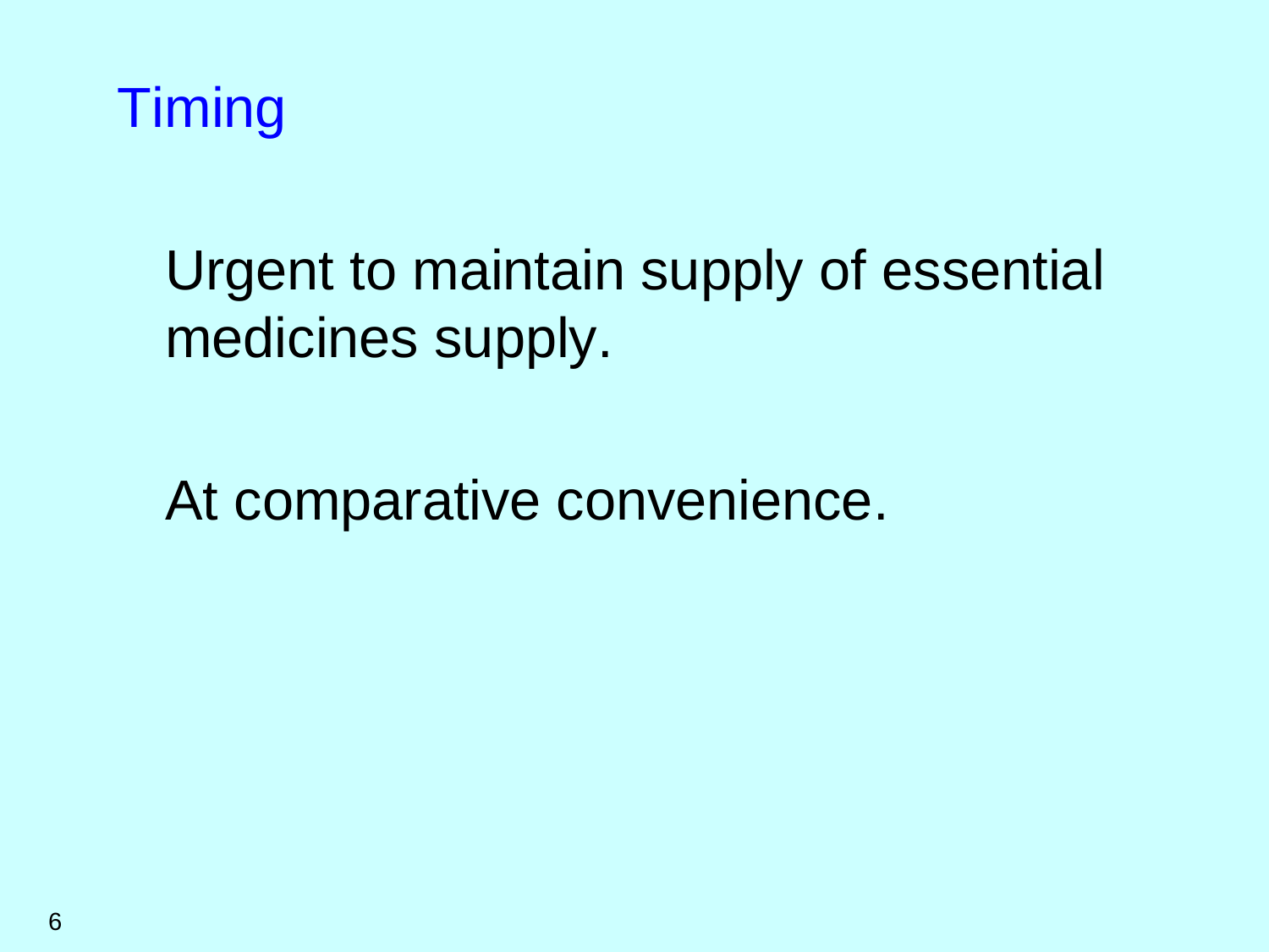## Timing

Urgent to maintain supply of essential medicines supply.

At comparative convenience.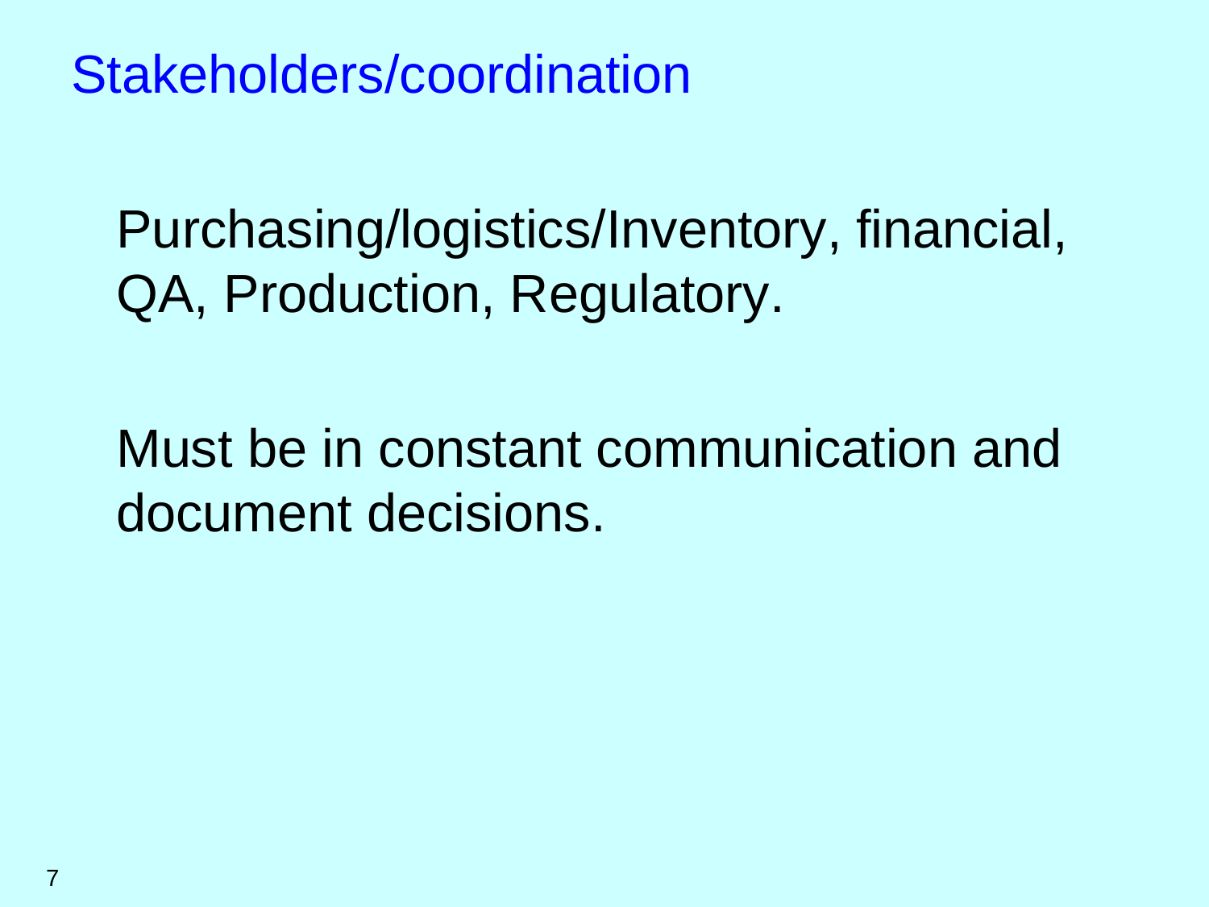# Stakeholders/coordination

Purchasing/logistics/Inventory, financial, QA, Production, Regulatory.

Must be in constant communication and document decisions.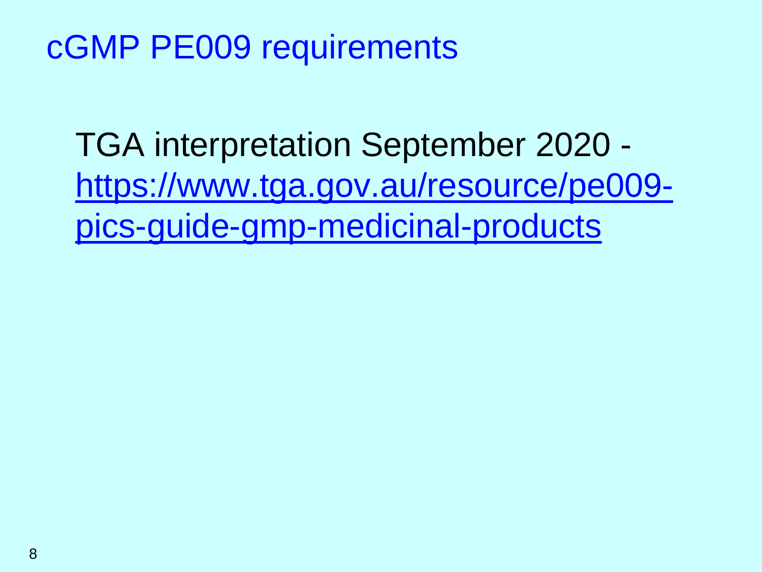# cGMP PE009 requirements

TGA interpretation September 2020 - [https://www.tga.gov.au/resource/pe009-pics-guide-gmp-medicinal-products](https://www.tga.gov.au/resource/pe009-pics-guide-gmp-medicinal-products)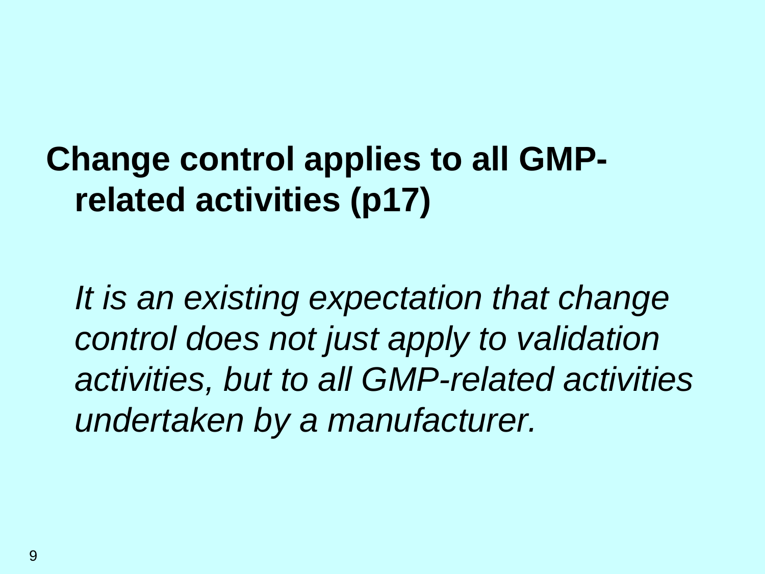## Change control applies to all GMP-related activities (p17)

*It is an existing expectation that change control does not just apply to validation activities, but to all GMP-related activities undertaken by a manufacturer.*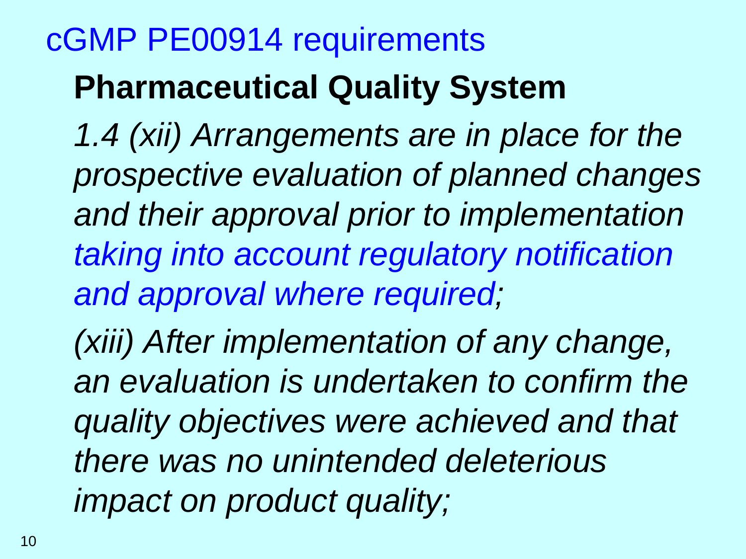# cGMP PE00914 requirements

## Pharmaceutical Quality System

*1.4 (xii) Arrangements are in place for the prospective evaluation of planned changes and their approval prior to implementation taking into account regulatory notification and approval where required;*

*(xiii) After implementation of any change, an evaluation is undertaken to confirm the quality objectives were achieved and that there was no unintended deleterious impact on product quality;*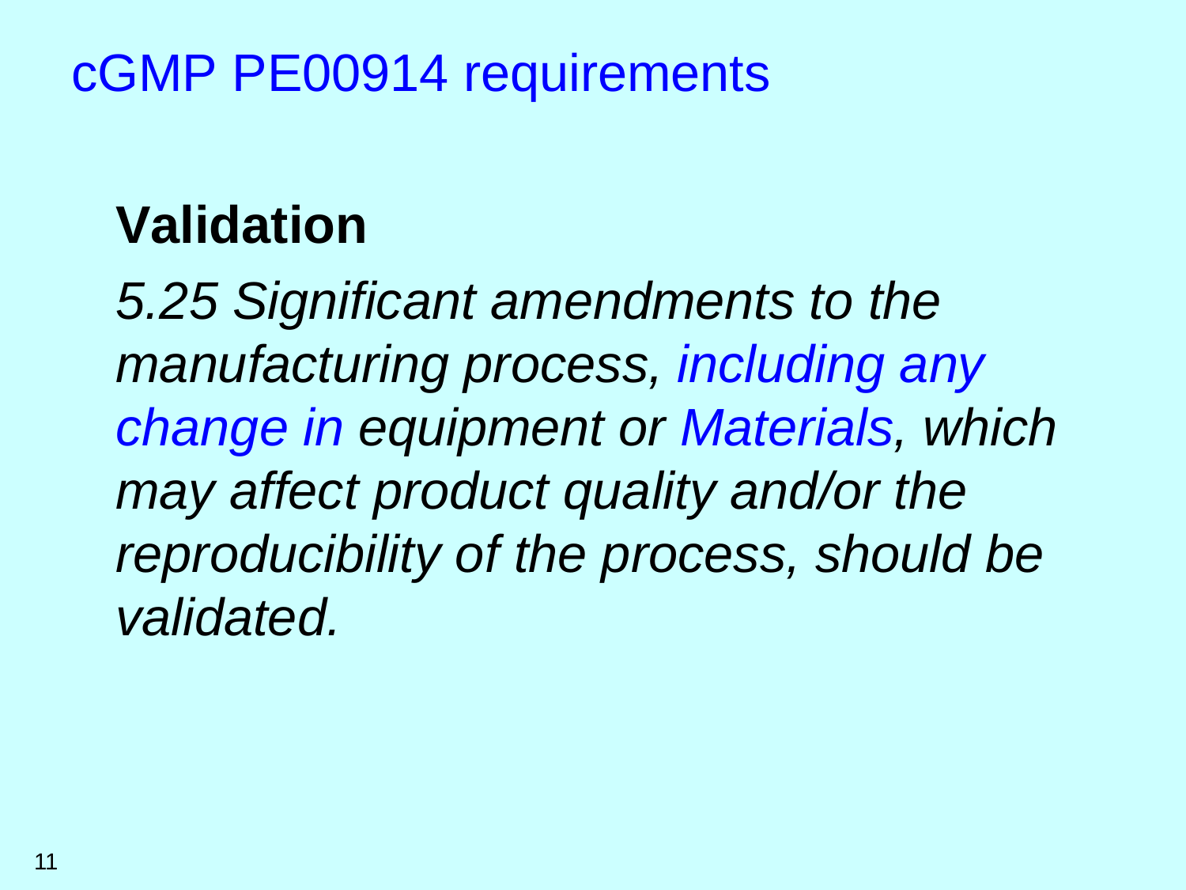# cGMP PE00914 requirements

**Validation**

*5.25 Significant amendments to the manufacturing process, including any change in equipment or Materials, which may affect product quality and/or the reproducibility of the process, should be validated.*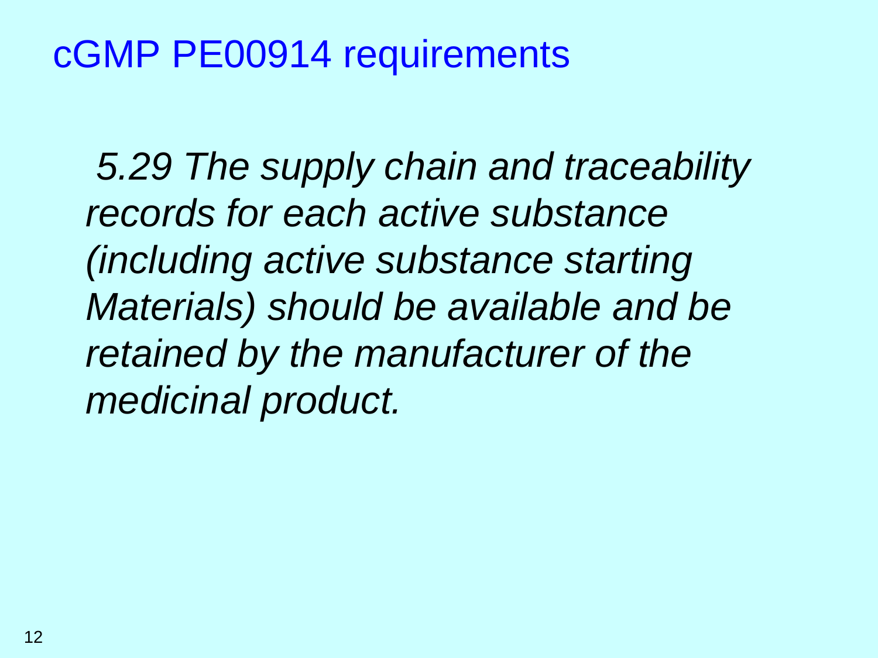# cGMP PE00914 requirements

*5.29 The supply chain and traceability records for each active substance (including active substance starting Materials) should be available and be retained by the manufacturer of the medicinal product.*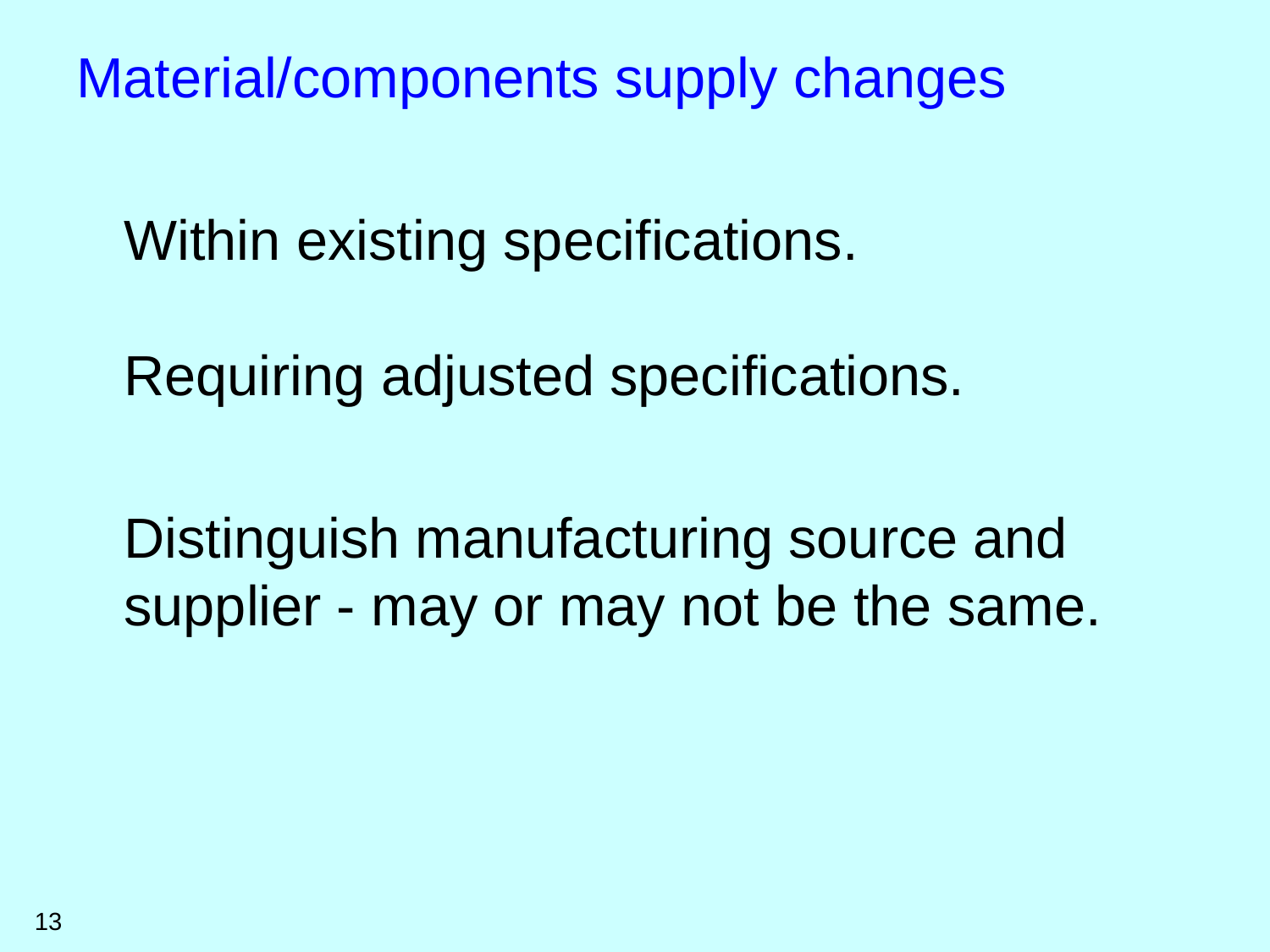# Material/components supply changes

Within existing specifications.

Requiring adjusted specifications.

Distinguish manufacturing source and supplier - may or may not be the same.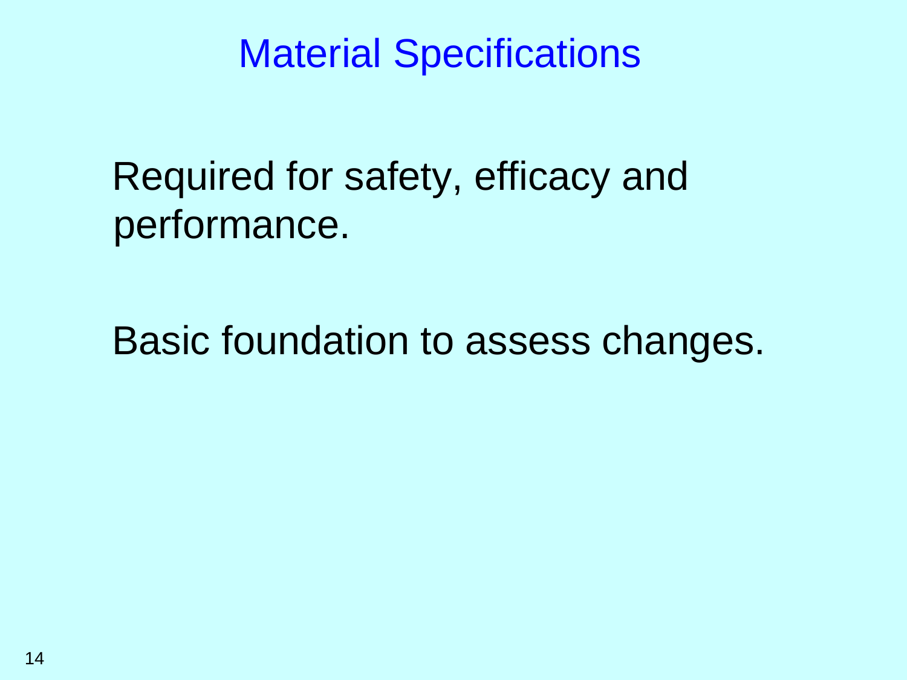# Material Specifications

Required for safety, efficacy and performance.

Basic foundation to assess changes.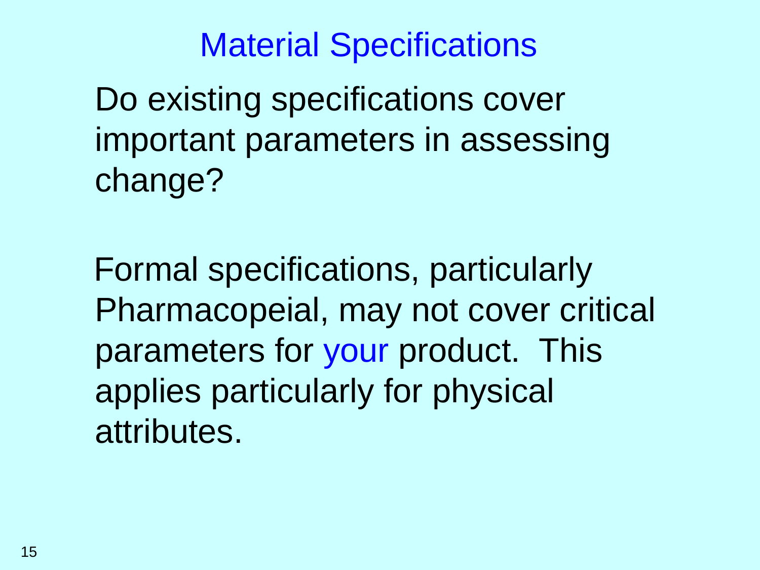# Material Specifications

Do existing specifications cover important parameters in assessing change?

Formal specifications, particularly Pharmacopeial, may not cover critical parameters for your product. This applies particularly for physical attributes.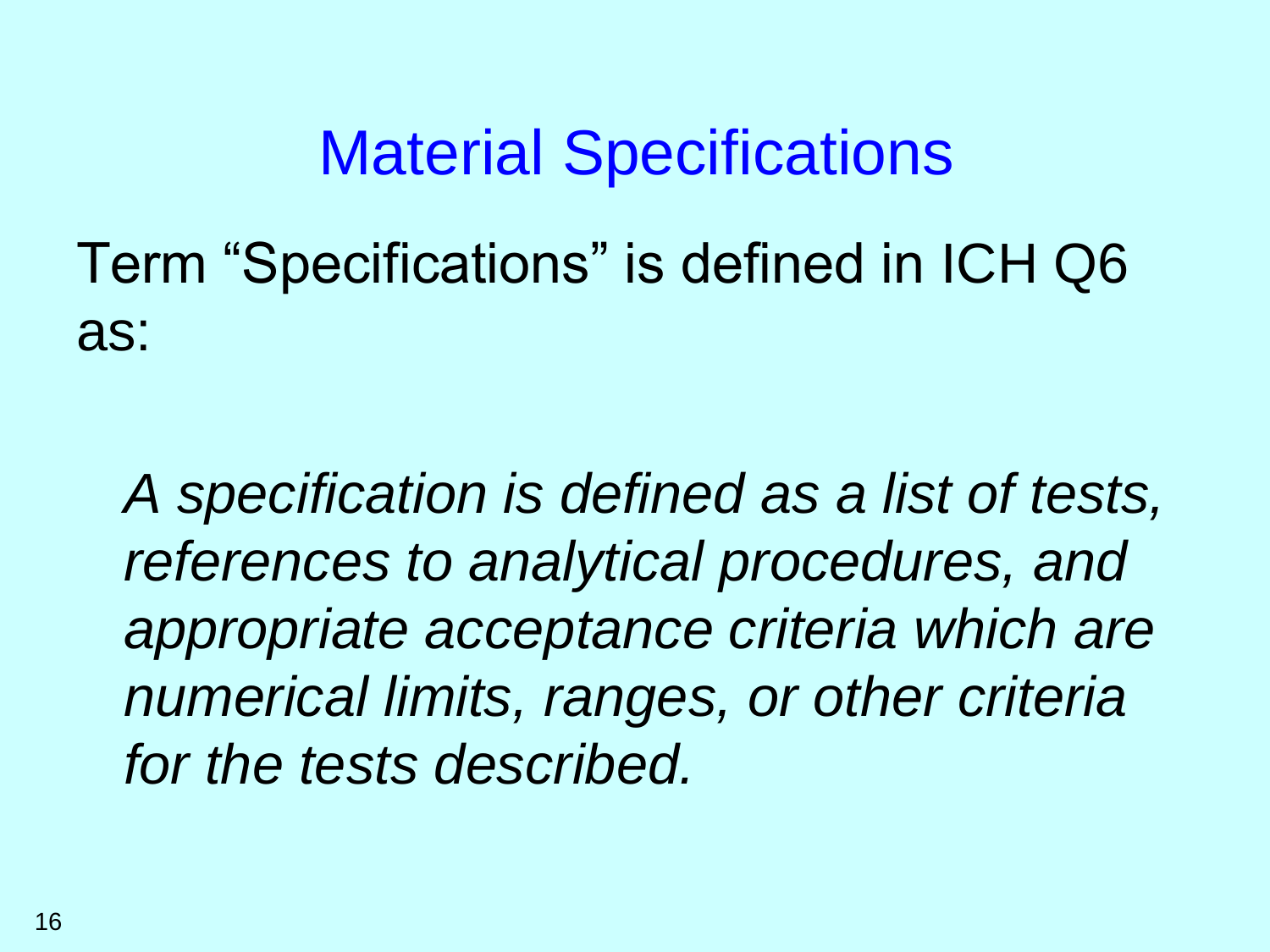# Material Specifications

Term "Specifications" is defined in ICH Q6 as:

> *A specification is defined as a list of tests, references to analytical procedures, and appropriate acceptance criteria which are numerical limits, ranges, or other criteria for the tests described.*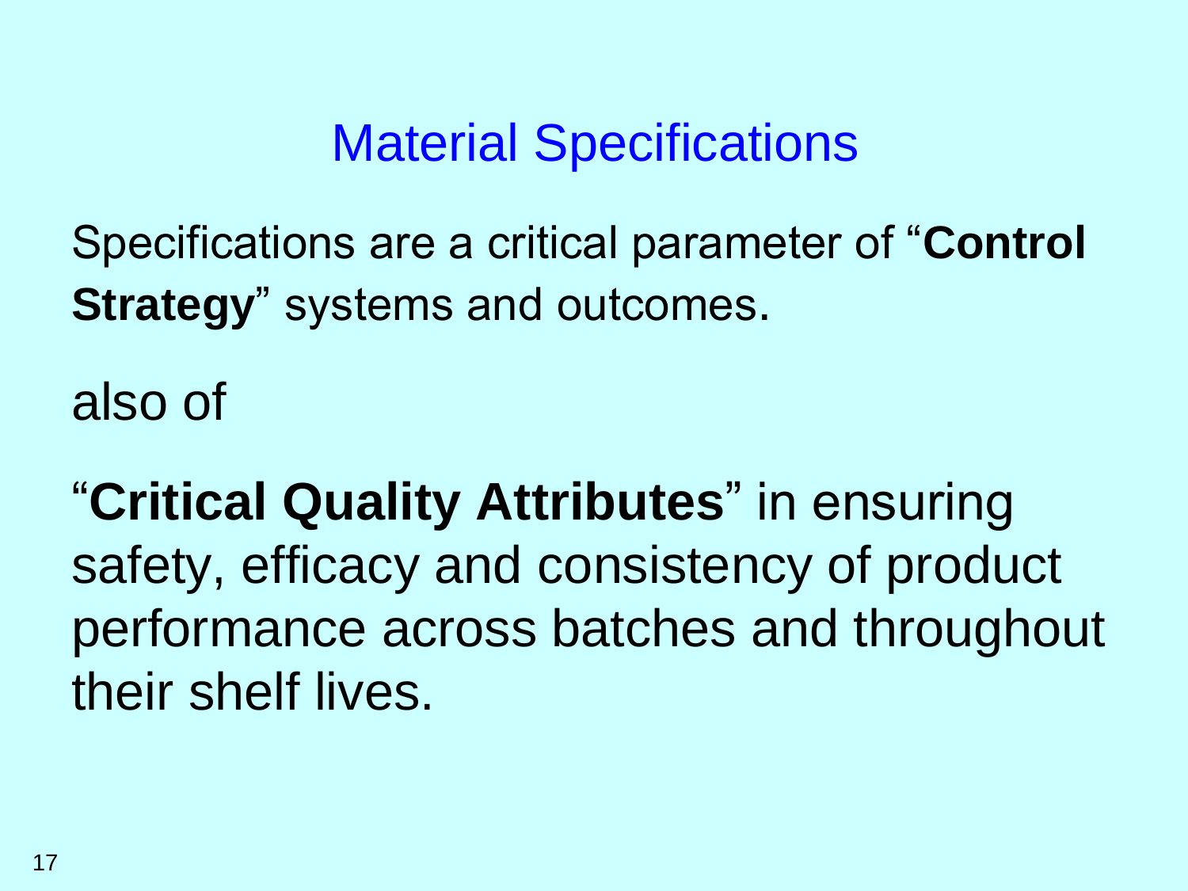# Material Specifications

Specifications are a critical parameter of “**Control Strategy**” systems and outcomes.

also of

“**Critical Quality Attributes**” in ensuring safety, efficacy and consistency of product performance across batches and throughout their shelf lives.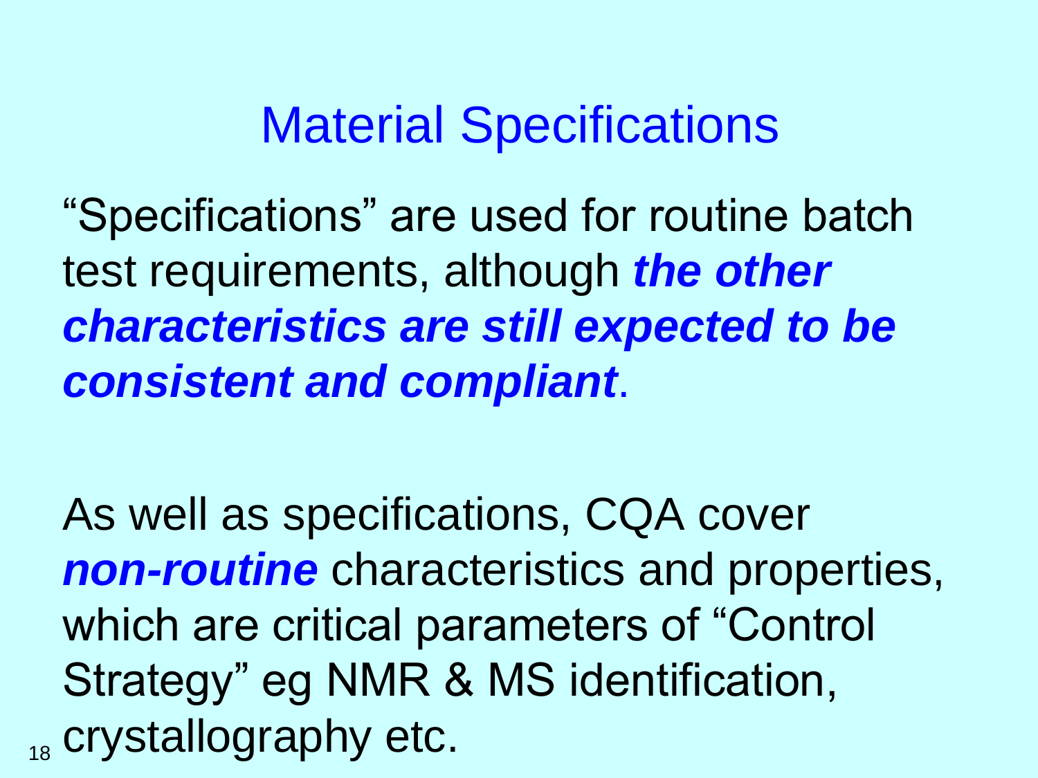# Material Specifications

“Specifications” are used for routine batch test requirements, although ***the other characteristics are still expected to be consistent and compliant***.

As well as specifications, CQA cover ***non-routine*** characteristics and properties, which are critical parameters of “Control Strategy” eg NMR & MS identification, crystallography etc.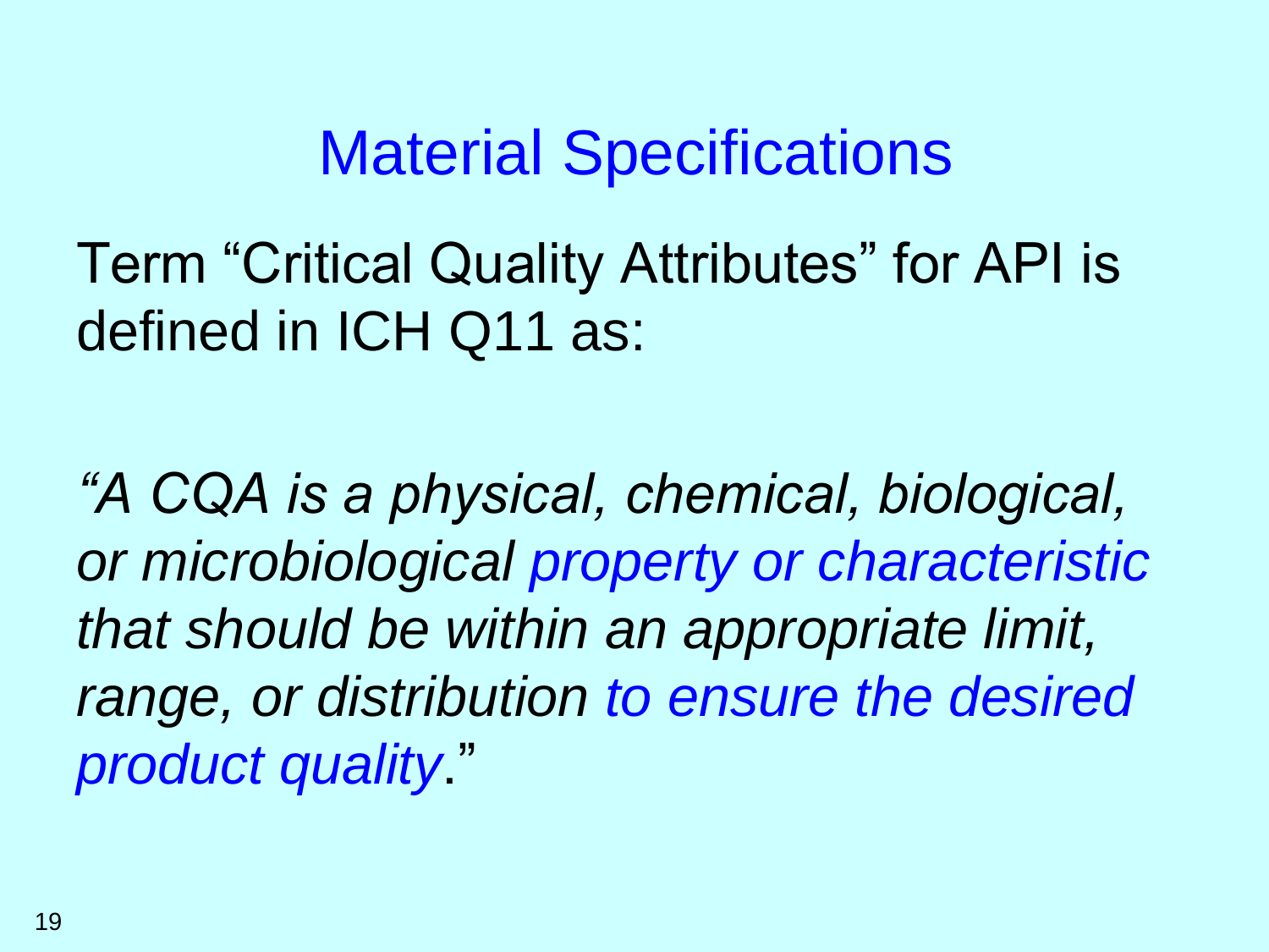# Material Specifications

Term "Critical Quality Attributes" for API is defined in ICH Q11 as:

*"A CQA is a physical, chemical, biological, or microbiological property or characteristic that should be within an appropriate limit, range, or distribution to ensure the desired product quality."*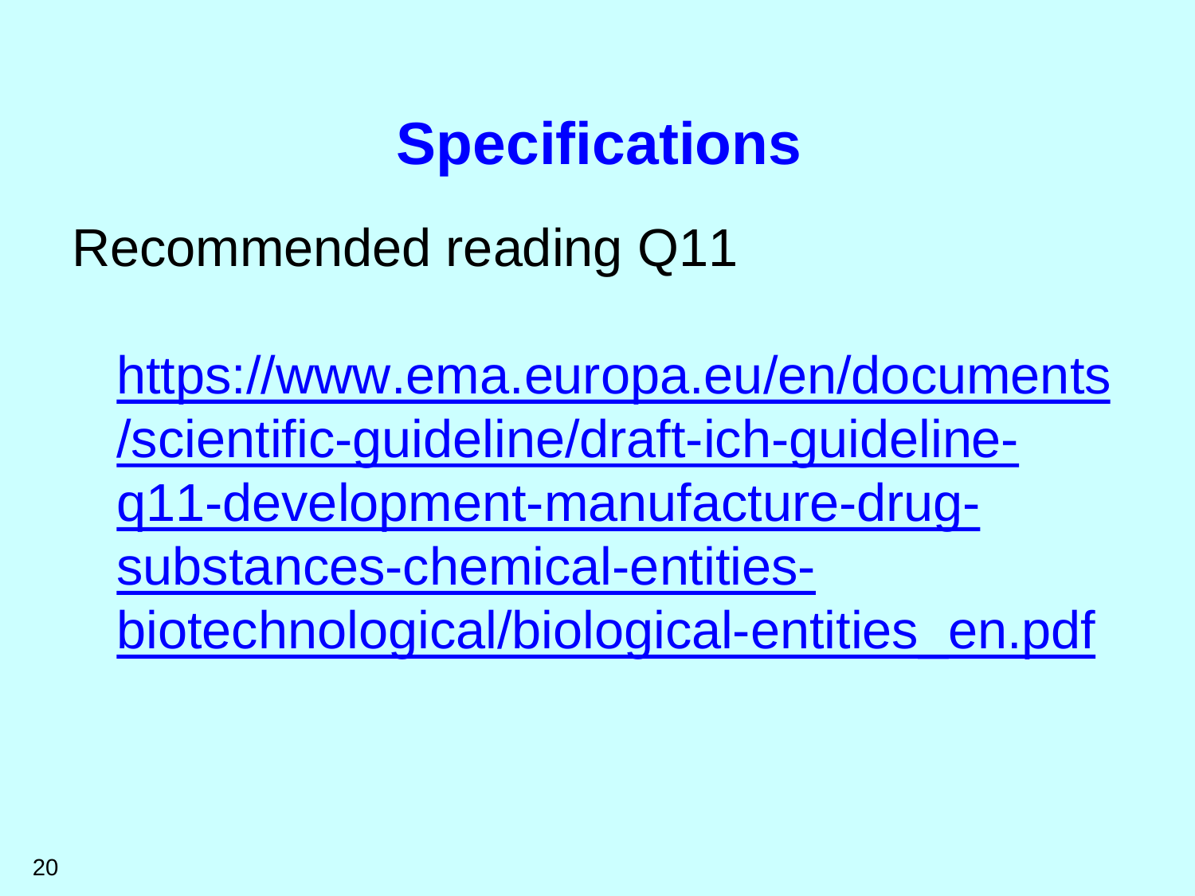# Specifications

Recommended reading Q11

https://www.ema.europa.eu/en/documents/scientific-guideline/draft-ich-guideline-q11-development-manufacture-drug-substances-chemical-entities-biotechnological/biological-entities_en.pdf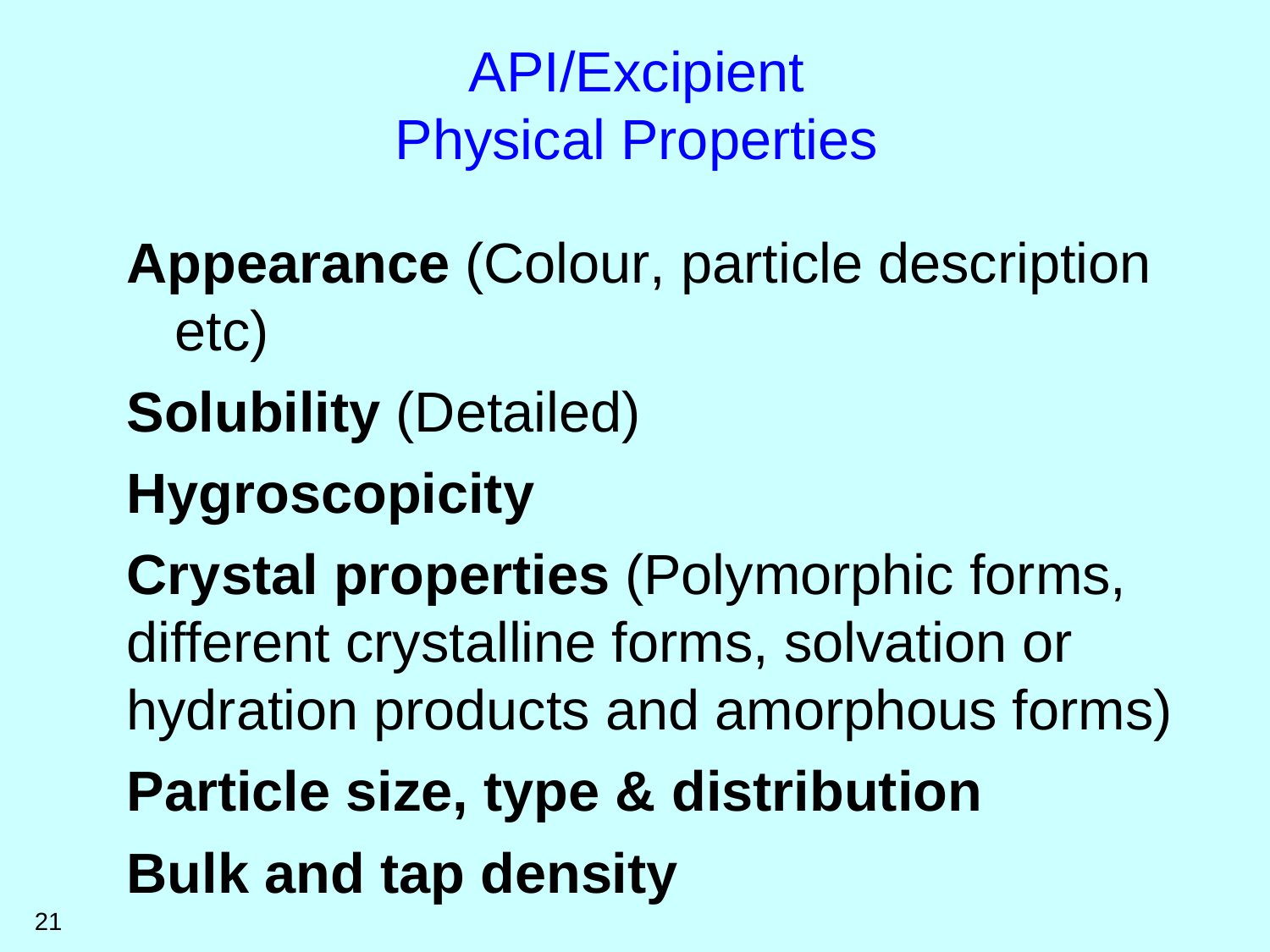# API/Excipient Physical Properties

**Appearance** (Colour, particle description etc)

**Solubility** (Detailed)

**Hygroscopicity**

**Crystal properties** (Polymorphic forms, different crystalline forms, solvation or hydration products and amorphous forms)

**Particle size, type & distribution**

**Bulk and tap density**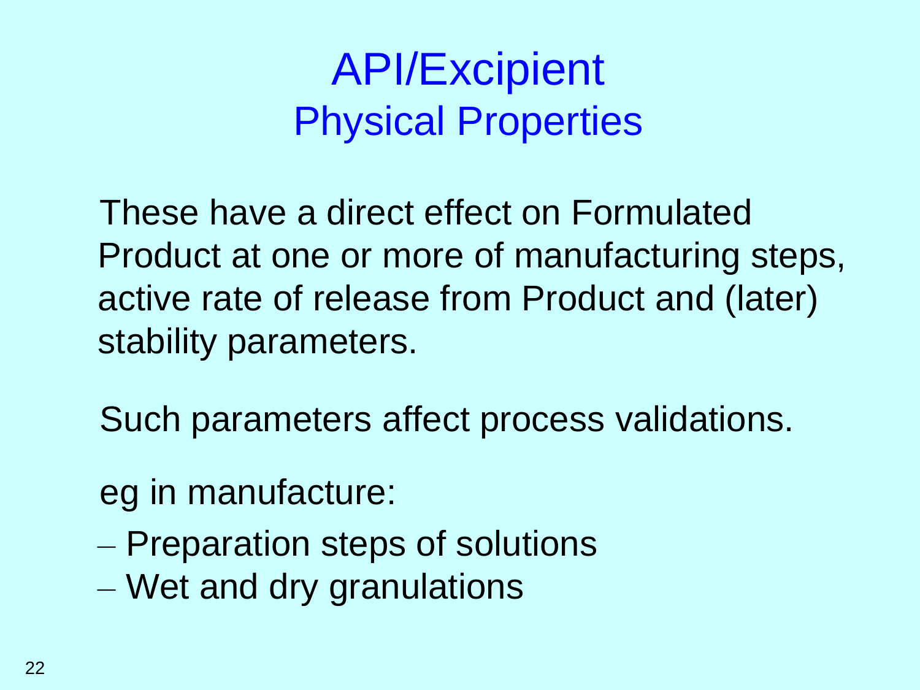# API/Excipient
## Physical Properties

These have a direct effect on Formulated Product at one or more of manufacturing steps, active rate of release from Product and (later) stability parameters.

Such parameters affect process validations.

eg in manufacture:

- Preparation steps of solutions
- Wet and dry granulations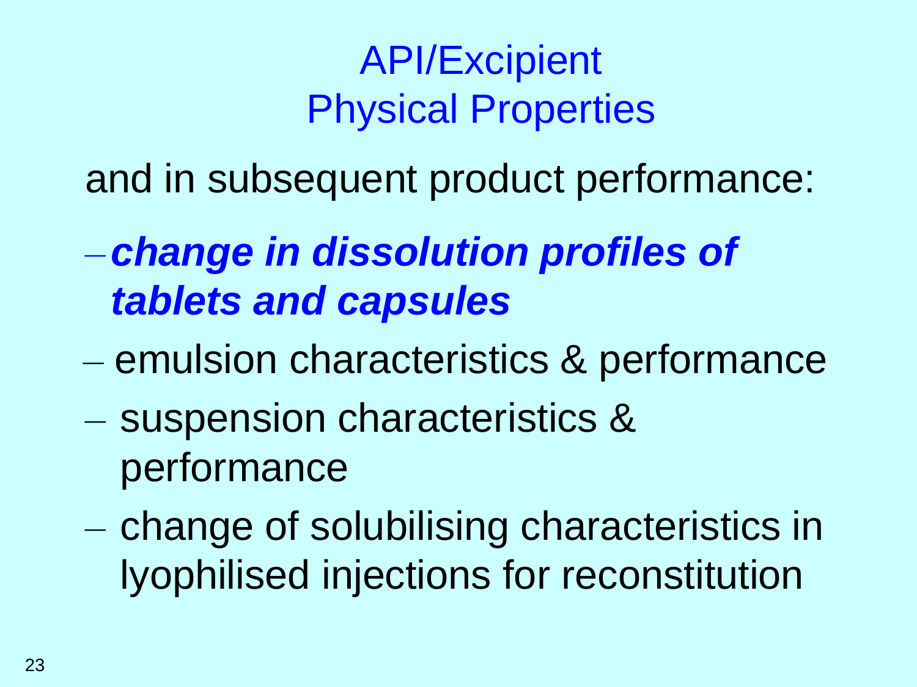# API/Excipient Physical Properties

and in subsequent product performance:

- ***change in dissolution profiles of tablets and capsules***
- emulsion characteristics & performance
- suspension characteristics & performance
- change of solubilising characteristics in lyophilised injections for reconstitution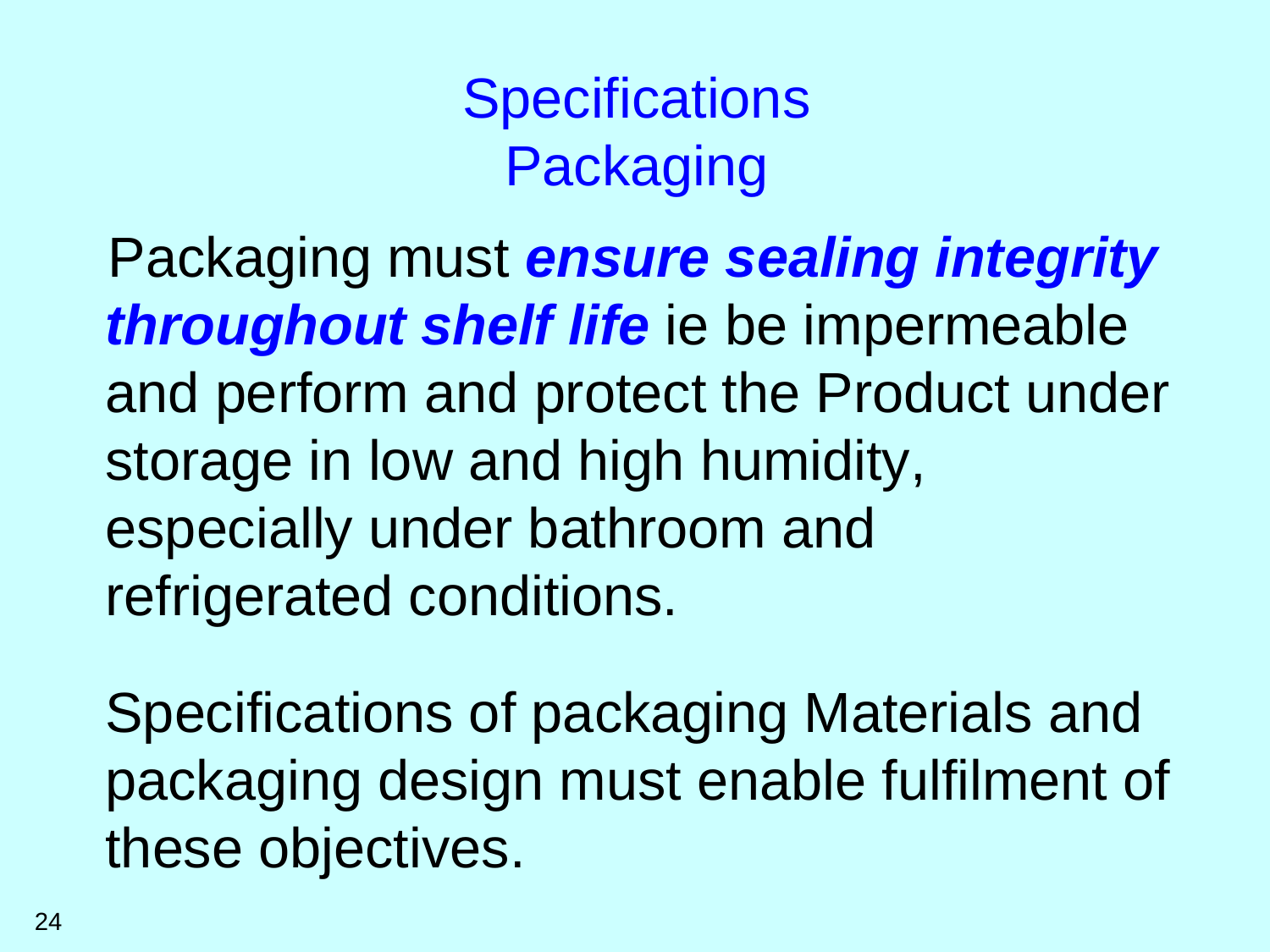# Specifications
## Packaging

Packaging must ***ensure sealing integrity throughout shelf life*** ie be impermeable and perform and protect the Product under storage in low and high humidity, especially under bathroom and refrigerated conditions.

Specifications of packaging Materials and packaging design must enable fulfilment of these objectives.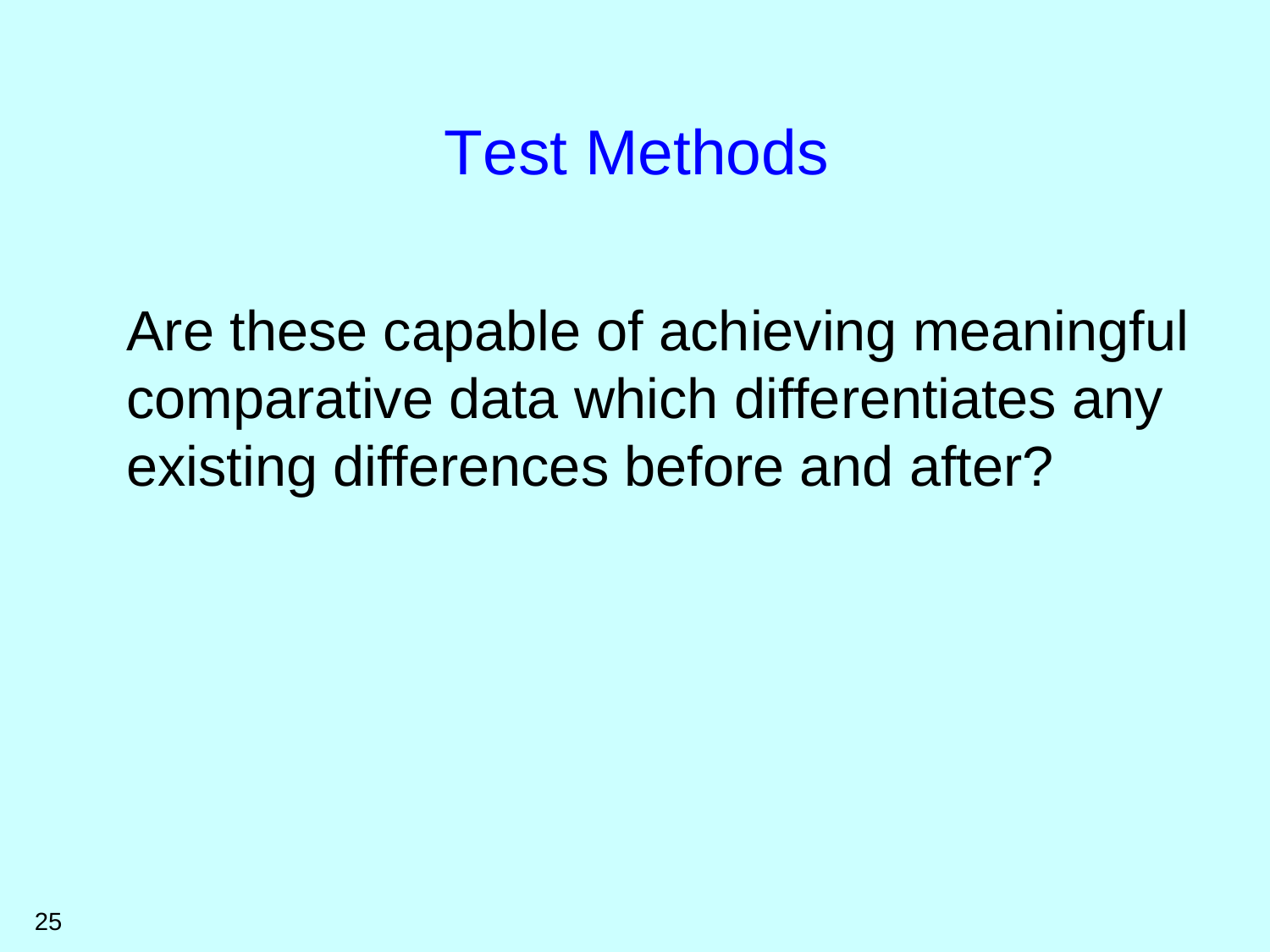# Test Methods

Are these capable of achieving meaningful comparative data which differentiates any existing differences before and after?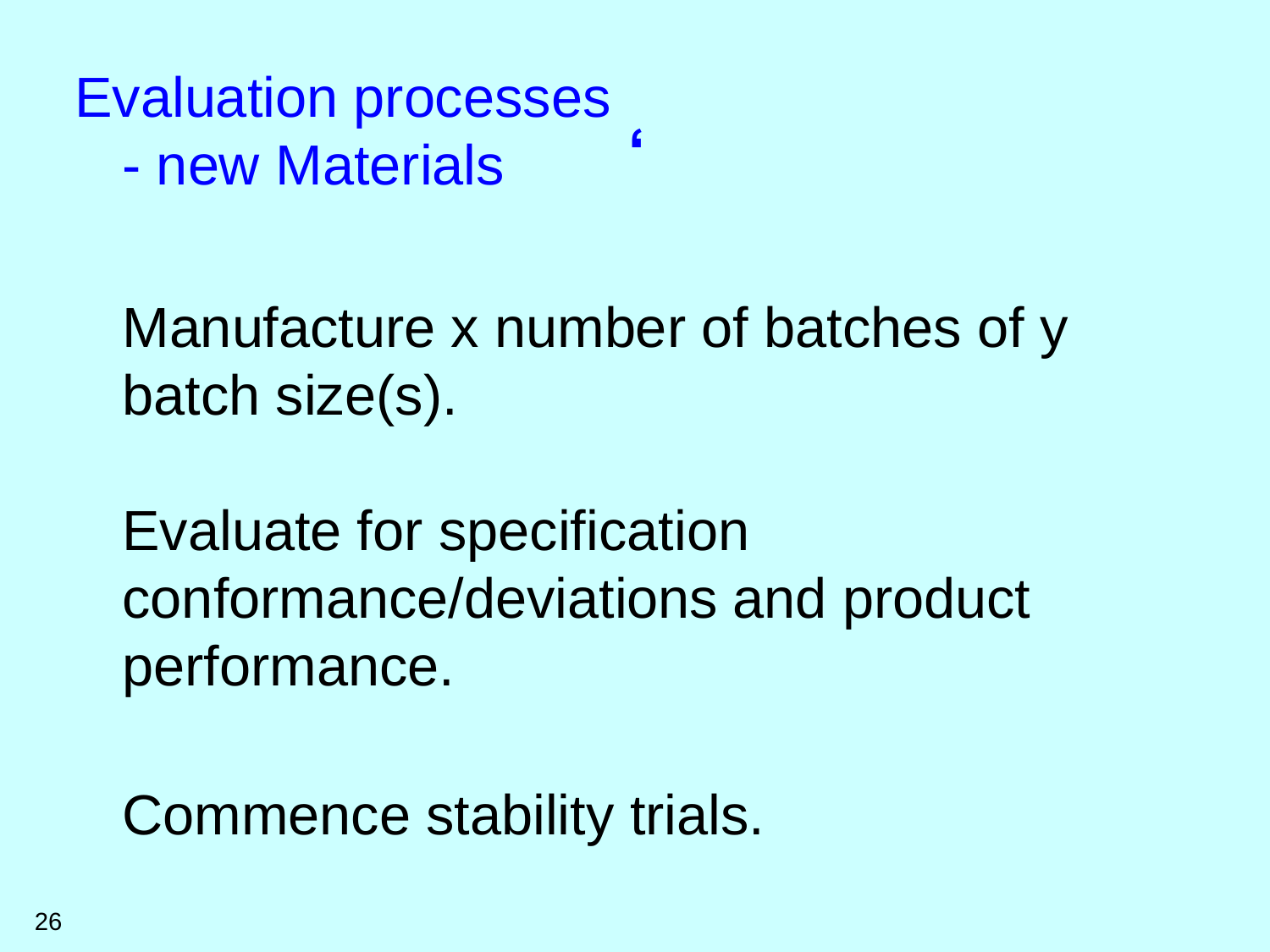# Evaluation processes
## - new Materials

Manufacture x number of batches of y batch size(s).

Evaluate for specification conformance/deviations and product performance.

Commence stability trials.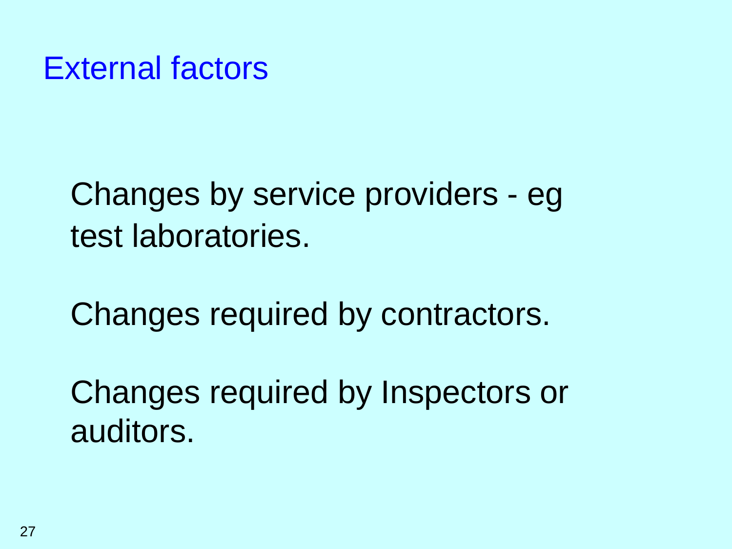# External factors

Changes by service providers - eg test laboratories.

Changes required by contractors.

Changes required by Inspectors or auditors.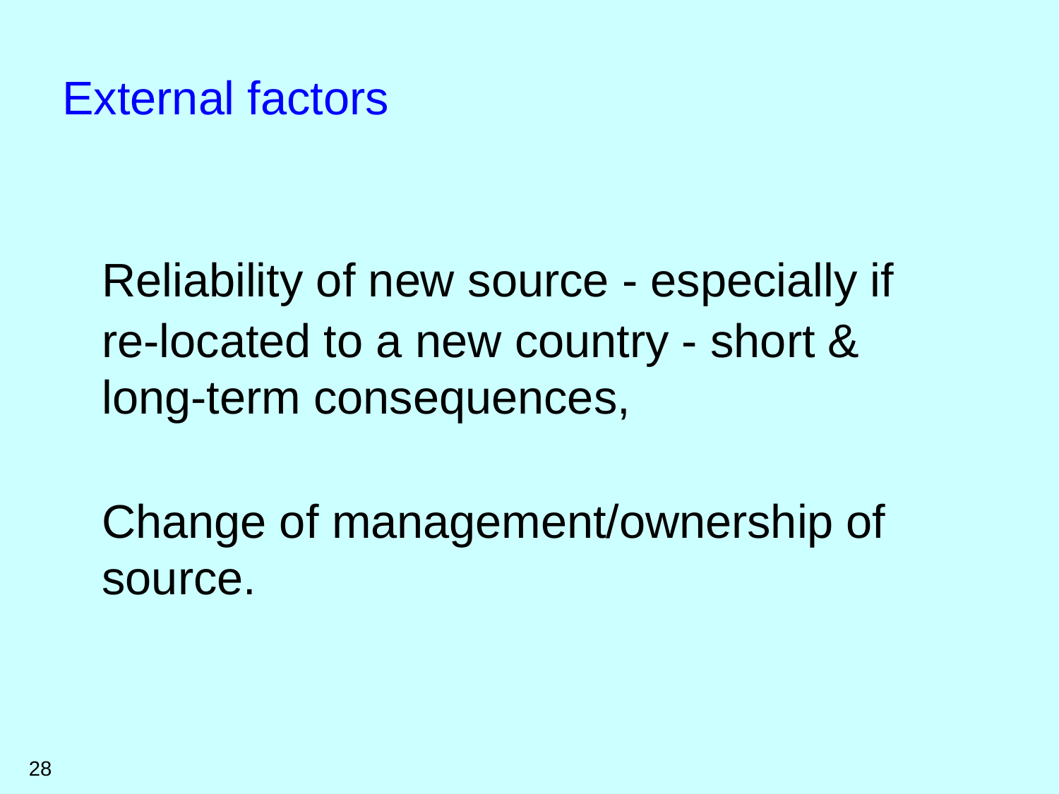# External factors

Reliability of new source - especially if re-located to a new country - short & long-term consequences,

Change of management/ownership of source.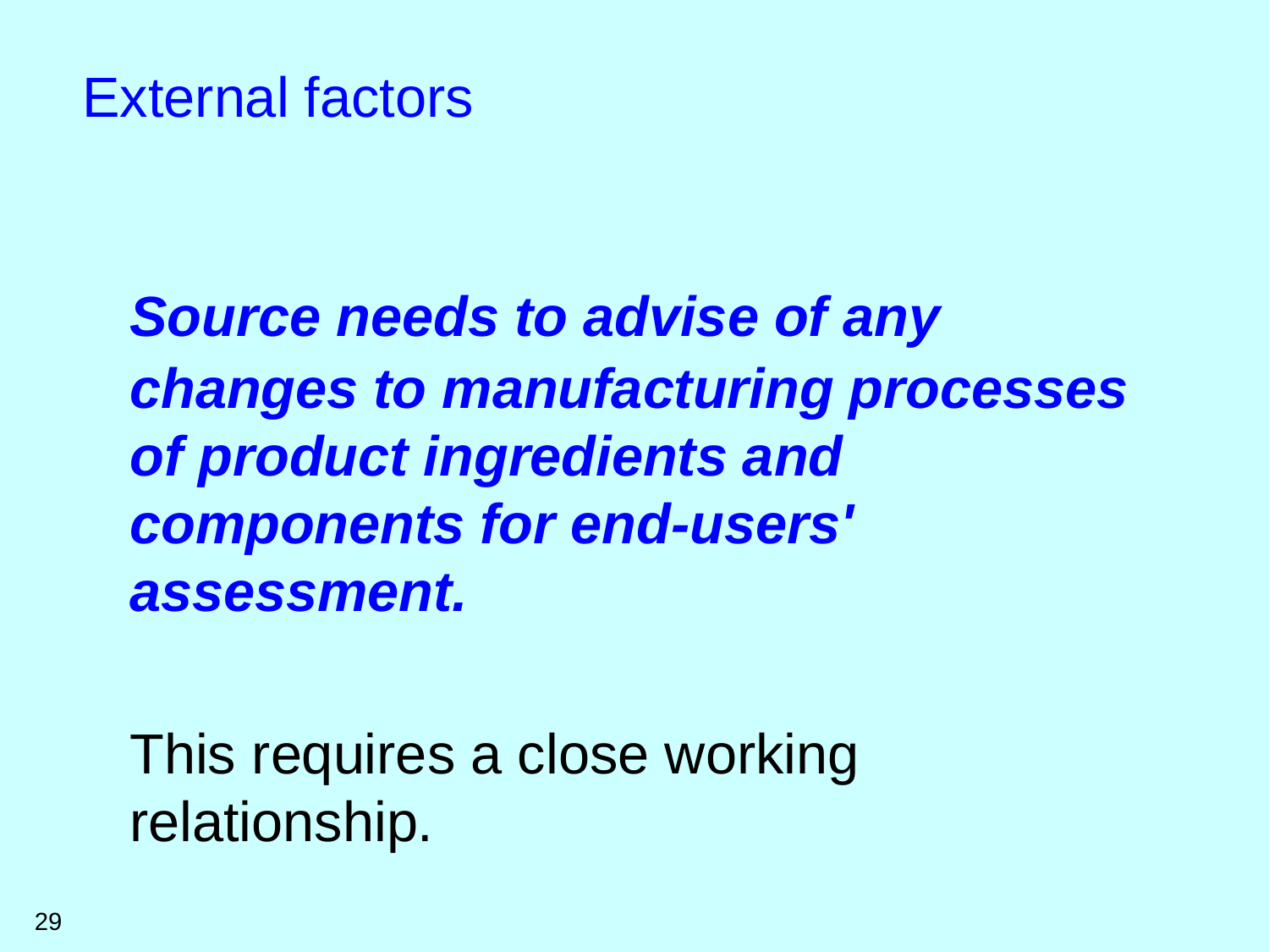# External factors

***Source needs to advise of any changes to manufacturing processes of product ingredients and components for end-users' assessment.***

This requires a close working relationship.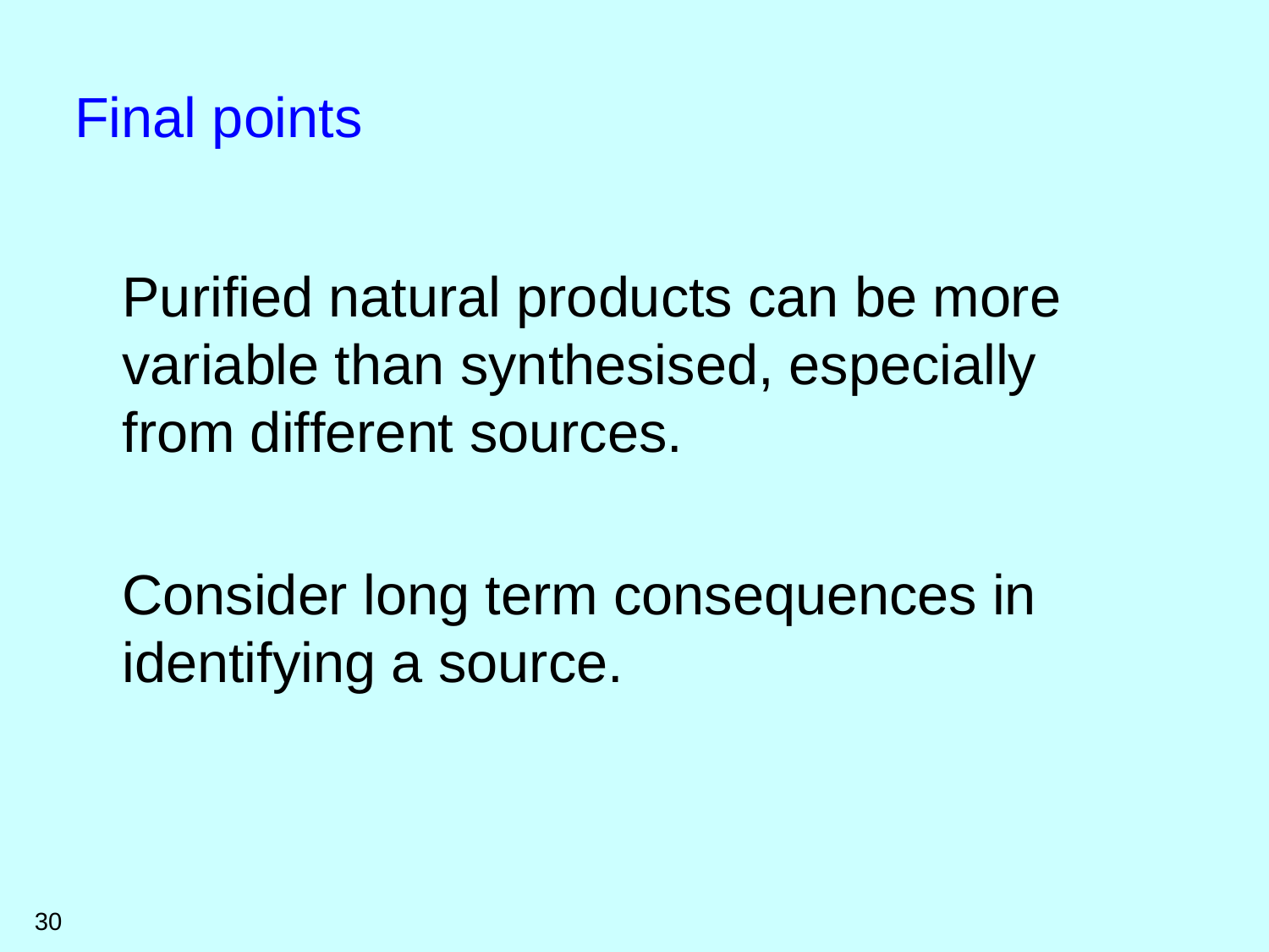# Final points

Purified natural products can be more variable than synthesised, especially from different sources.

Consider long term consequences in identifying a source.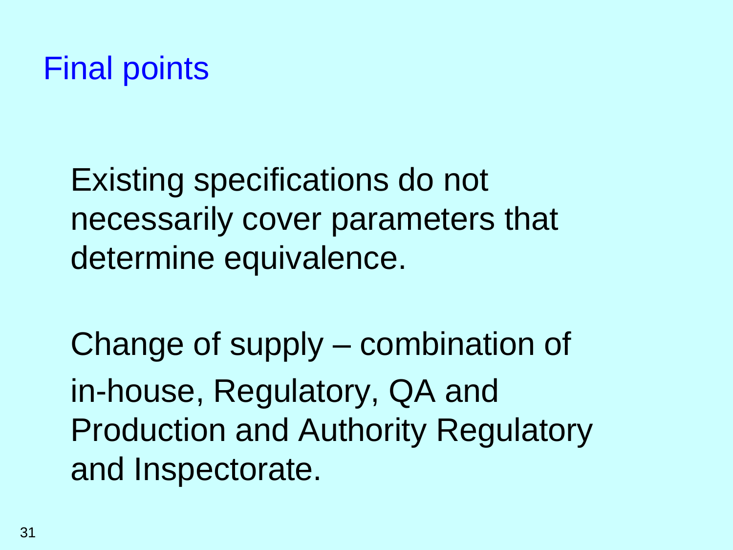# Final points

Existing specifications do not necessarily cover parameters that determine equivalence.

Change of supply – combination of in-house, Regulatory, QA and Production and Authority Regulatory and Inspectorate.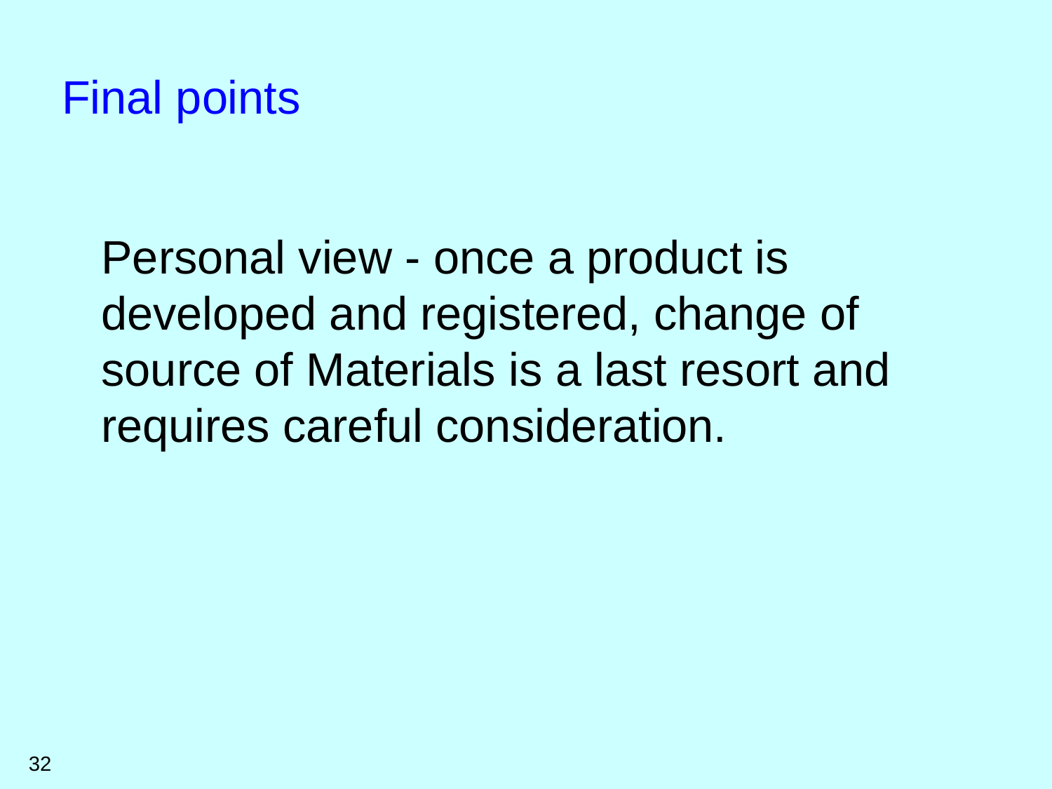# Final points

Personal view - once a product is developed and registered, change of source of Materials is a last resort and requires careful consideration.